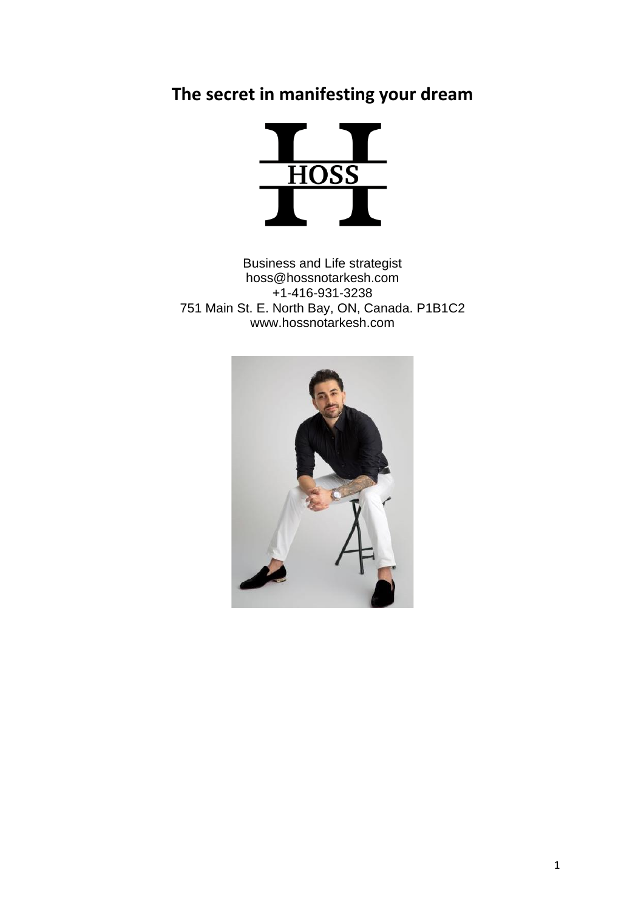# The secret in manifesting your dream

HOSS

Business and Life strategist
hoss@hossnotarkesh.com
+1-416-931-3238
751 Main St. E. North Bay, ON, Canada. P1B1C2
www.hossnotarkesh.com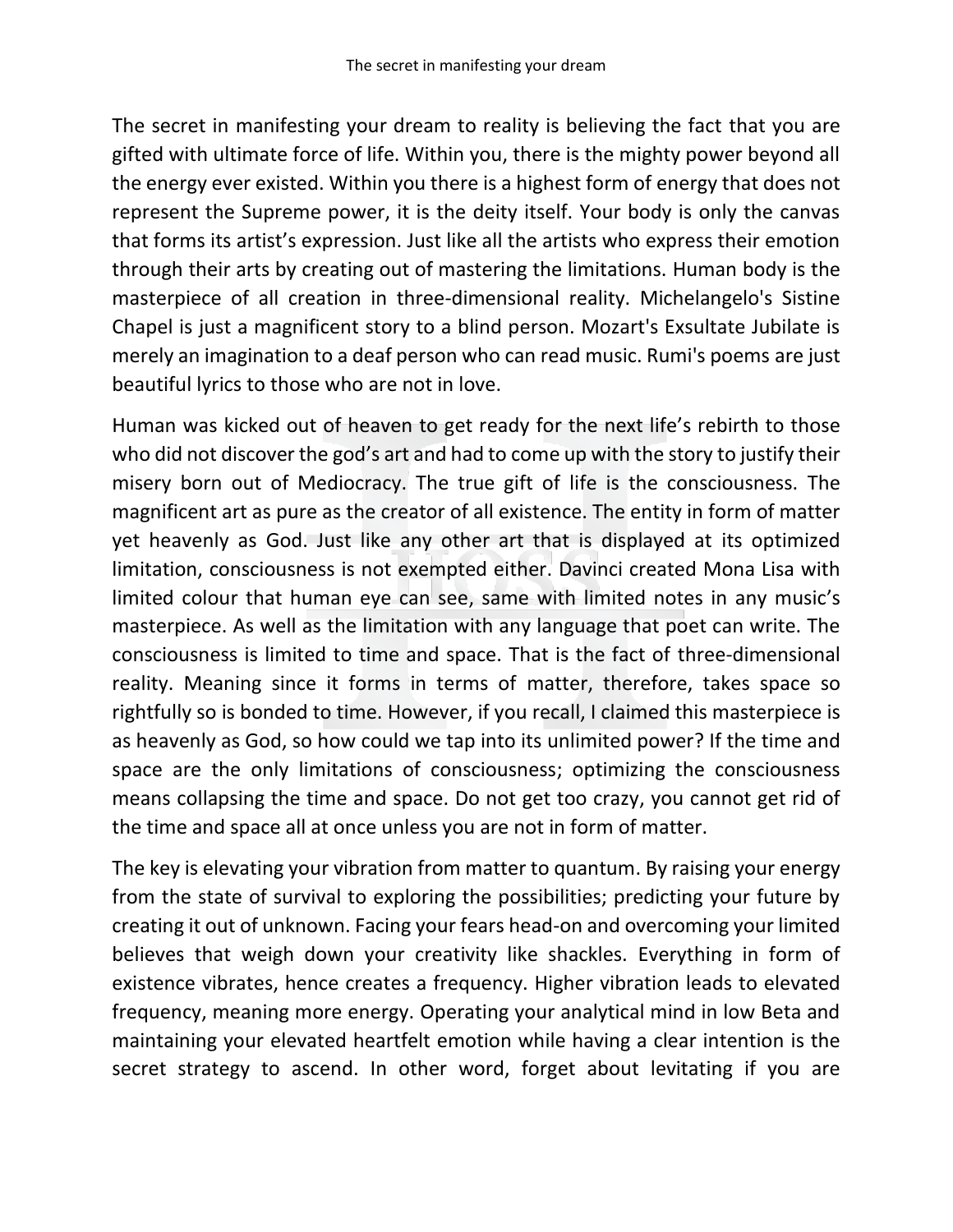The secret in manifesting your dream to reality is believing the fact that you are gifted with ultimate force of life. Within you, there is the mighty power beyond all the energy ever existed. Within you there is a highest form of energy that does not represent the Supreme power, it is the deity itself. Your body is only the canvas that forms its artist's expression. Just like all the artists who express their emotion through their arts by creating out of mastering the limitations. Human body is the masterpiece of all creation in three-dimensional reality. Michelangelo's Sistine Chapel is just a magnificent story to a blind person. Mozart's Exsultate Jubilate is merely an imagination to a deaf person who can read music. Rumi's poems are just beautiful lyrics to those who are not in love.

Human was kicked out of heaven to get ready for the next life's rebirth to those who did not discover the god's art and had to come up with the story to justify their misery born out of Mediocracy. The true gift of life is the consciousness. The magnificent art as pure as the creator of all existence. The entity in form of matter yet heavenly as God. Just like any other art that is displayed at its optimized limitation, consciousness is not exempted either. Davinci created Mona Lisa with limited colour that human eye can see, same with limited notes in any music's masterpiece. As well as the limitation with any language that poet can write. The consciousness is limited to time and space. That is the fact of three-dimensional reality. Meaning since it forms in terms of matter, therefore, takes space so rightfully so is bonded to time. However, if you recall, I claimed this masterpiece is as heavenly as God, so how could we tap into its unlimited power? If the time and space are the only limitations of consciousness; optimizing the consciousness means collapsing the time and space. Do not get too crazy, you cannot get rid of the time and space all at once unless you are not in form of matter.

The key is elevating your vibration from matter to quantum. By raising your energy from the state of survival to exploring the possibilities; predicting your future by creating it out of unknown. Facing your fears head-on and overcoming your limited believes that weigh down your creativity like shackles. Everything in form of existence vibrates, hence creates a frequency. Higher vibration leads to elevated frequency, meaning more energy. Operating your analytical mind in low Beta and maintaining your elevated heartfelt emotion while having a clear intention is the secret strategy to ascend. In other word, forget about levitating if you are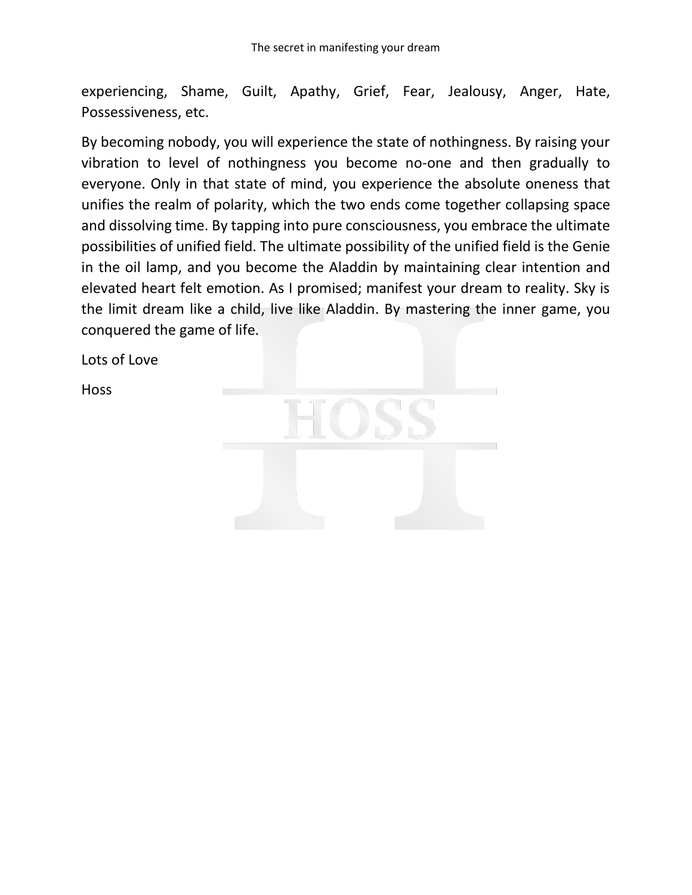experiencing, Shame, Guilt, Apathy, Grief, Fear, Jealousy, Anger, Hate, Possessiveness, etc.

By becoming nobody, you will experience the state of nothingness. By raising your vibration to level of nothingness you become no-one and then gradually to everyone. Only in that state of mind, you experience the absolute oneness that unifies the realm of polarity, which the two ends come together collapsing space and dissolving time. By tapping into pure consciousness, you embrace the ultimate possibilities of unified field. The ultimate possibility of the unified field is the Genie in the oil lamp, and you become the Aladdin by maintaining clear intention and elevated heart felt emotion. As I promised; manifest your dream to reality. Sky is the limit dream like a child, live like Aladdin. By mastering the inner game, you conquered the game of life.

Lots of Love

Hoss